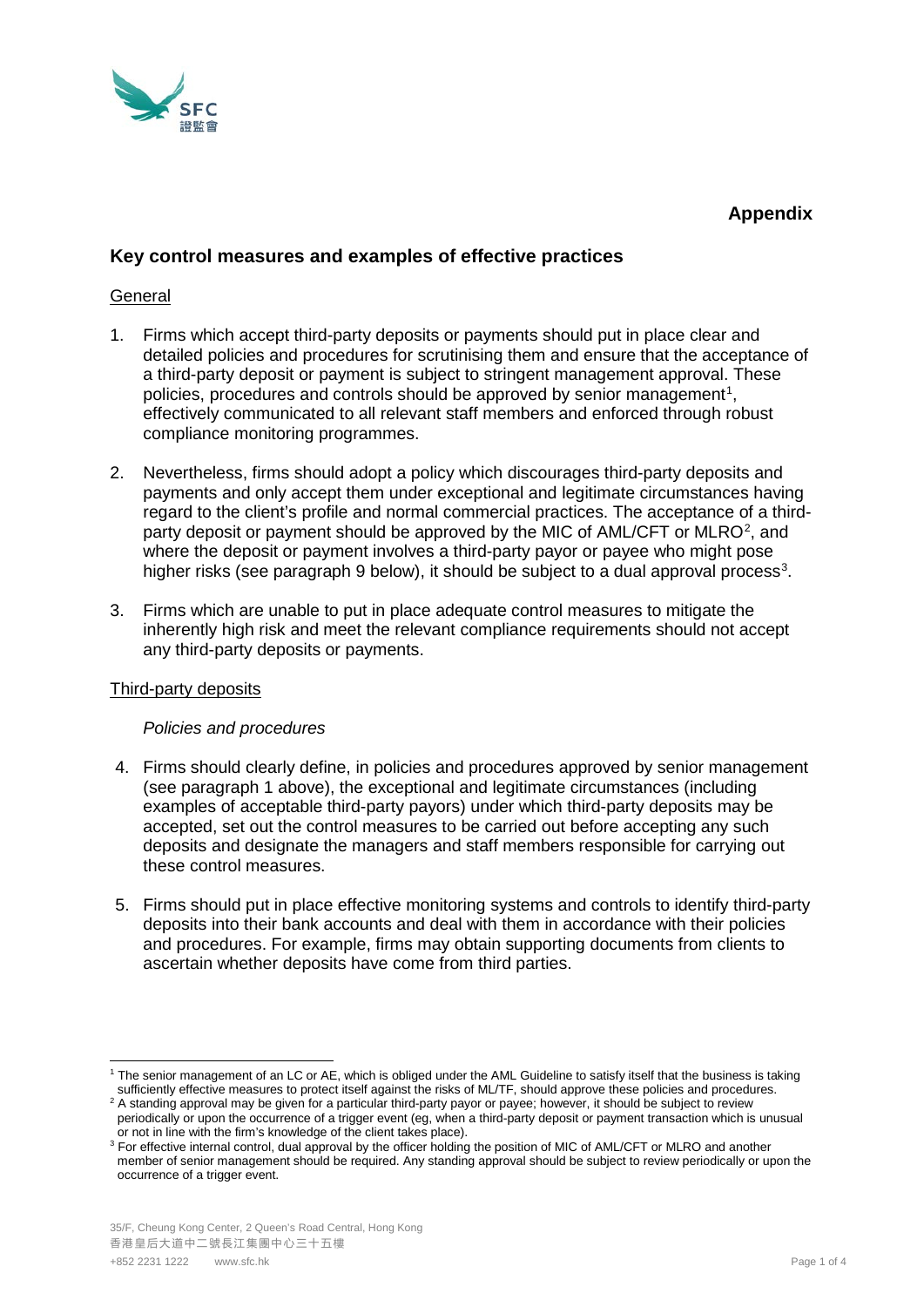**Appendix**

## Key control measures and examples of effective practices

General

1. Firms which accept third-party deposits or payments should put in place clear and detailed policies and procedures for scrutinising them and ensure that the acceptance of a third-party deposit or payment is subject to stringent management approval. These policies, procedures and controls should be approved by senior management[1], effectively communicated to all relevant staff members and enforced through robust compliance monitoring programmes.

2. Nevertheless, firms should adopt a policy which discourages third-party deposits and payments and only accept them under exceptional and legitimate circumstances having regard to the client's profile and normal commercial practices. The acceptance of a third-party deposit or payment should be approved by the MIC of AML/CFT or MLRO[2], and where the deposit or payment involves a third-party payor or payee who might pose higher risks (see paragraph 9 below), it should be subject to a dual approval process[3].

3. Firms which are unable to put in place adequate control measures to mitigate the inherently high risk and meet the relevant compliance requirements should not accept any third-party deposits or payments.

Third-party deposits

*Policies and procedures*

4. Firms should clearly define, in policies and procedures approved by senior management (see paragraph 1 above), the exceptional and legitimate circumstances (including examples of acceptable third-party payors) under which third-party deposits may be accepted, set out the control measures to be carried out before accepting any such deposits and designate the managers and staff members responsible for carrying out these control measures.

5. Firms should put in place effective monitoring systems and controls to identify third-party deposits into their bank accounts and deal with them in accordance with their policies and procedures. For example, firms may obtain supporting documents from clients to ascertain whether deposits have come from third parties.

---

[1] The senior management of an LC or AE, which is obliged under the AML Guideline to satisfy itself that the business is taking sufficiently effective measures to protect itself against the risks of ML/TF, should approve these policies and procedures.

[2] A standing approval may be given for a particular third-party payor or payee; however, it should be subject to review periodically or upon the occurrence of a trigger event (eg, when a third-party deposit or payment transaction which is unusual or not in line with the firm's knowledge of the client takes place).

[3] For effective internal control, dual approval by the officer holding the position of MIC of AML/CFT or MLRO and another member of senior management should be required. Any standing approval should be subject to review periodically or upon the occurrence of a trigger event.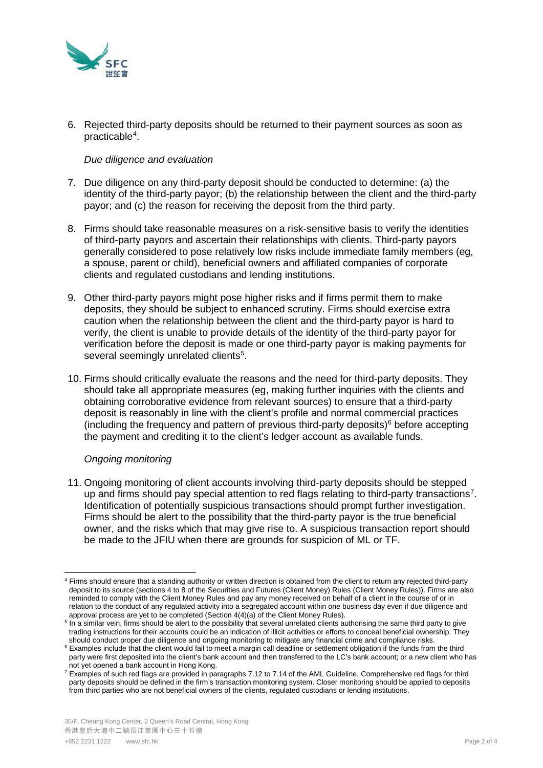6. Rejected third-party deposits should be returned to their payment sources as soon as practicable[4].

*Due diligence and evaluation*

7. Due diligence on any third-party deposit should be conducted to determine: (a) the identity of the third-party payor; (b) the relationship between the client and the third-party payor; and (c) the reason for receiving the deposit from the third party.

8. Firms should take reasonable measures on a risk-sensitive basis to verify the identities of third-party payors and ascertain their relationships with clients. Third-party payors generally considered to pose relatively low risks include immediate family members (eg, a spouse, parent or child), beneficial owners and affiliated companies of corporate clients and regulated custodians and lending institutions.

9. Other third-party payors might pose higher risks and if firms permit them to make deposits, they should be subject to enhanced scrutiny. Firms should exercise extra caution when the relationship between the client and the third-party payor is hard to verify, the client is unable to provide details of the identity of the third-party payor for verification before the deposit is made or one third-party payor is making payments for several seemingly unrelated clients[5].

10. Firms should critically evaluate the reasons and the need for third-party deposits. They should take all appropriate measures (eg, making further inquiries with the clients and obtaining corroborative evidence from relevant sources) to ensure that a third-party deposit is reasonably in line with the client's profile and normal commercial practices (including the frequency and pattern of previous third-party deposits)[6] before accepting the payment and crediting it to the client's ledger account as available funds.

*Ongoing monitoring*

11. Ongoing monitoring of client accounts involving third-party deposits should be stepped up and firms should pay special attention to red flags relating to third-party transactions[7]. Identification of potentially suspicious transactions should prompt further investigation. Firms should be alert to the possibility that the third-party payor is the true beneficial owner, and the risks which that may give rise to. A suspicious transaction report should be made to the JFIU when there are grounds for suspicion of ML or TF.

---

[4] Firms should ensure that a standing authority or written direction is obtained from the client to return any rejected third-party deposit to its source (sections 4 to 8 of the Securities and Futures (Client Money) Rules (Client Money Rules)). Firms are also reminded to comply with the Client Money Rules and pay any money received on behalf of a client in the course of or in relation to the conduct of any regulated activity into a segregated account within one business day even if due diligence and approval process are yet to be completed (Section 4(4)(a) of the Client Money Rules).

[5] In a similar vein, firms should be alert to the possibility that several unrelated clients authorising the same third party to give trading instructions for their accounts could be an indication of illicit activities or efforts to conceal beneficial ownership. They should conduct proper due diligence and ongoing monitoring to mitigate any financial crime and compliance risks.

[6] Examples include that the client would fail to meet a margin call deadline or settlement obligation if the funds from the third party were first deposited into the client's bank account and then transferred to the LC's bank account; or a new client who has not yet opened a bank account in Hong Kong.

[7] Examples of such red flags are provided in paragraphs 7.12 to 7.14 of the AML Guideline. Comprehensive red flags for third party deposits should be defined in the firm's transaction monitoring system. Closer monitoring should be applied to deposits from third parties who are not beneficial owners of the clients, regulated custodians or lending institutions.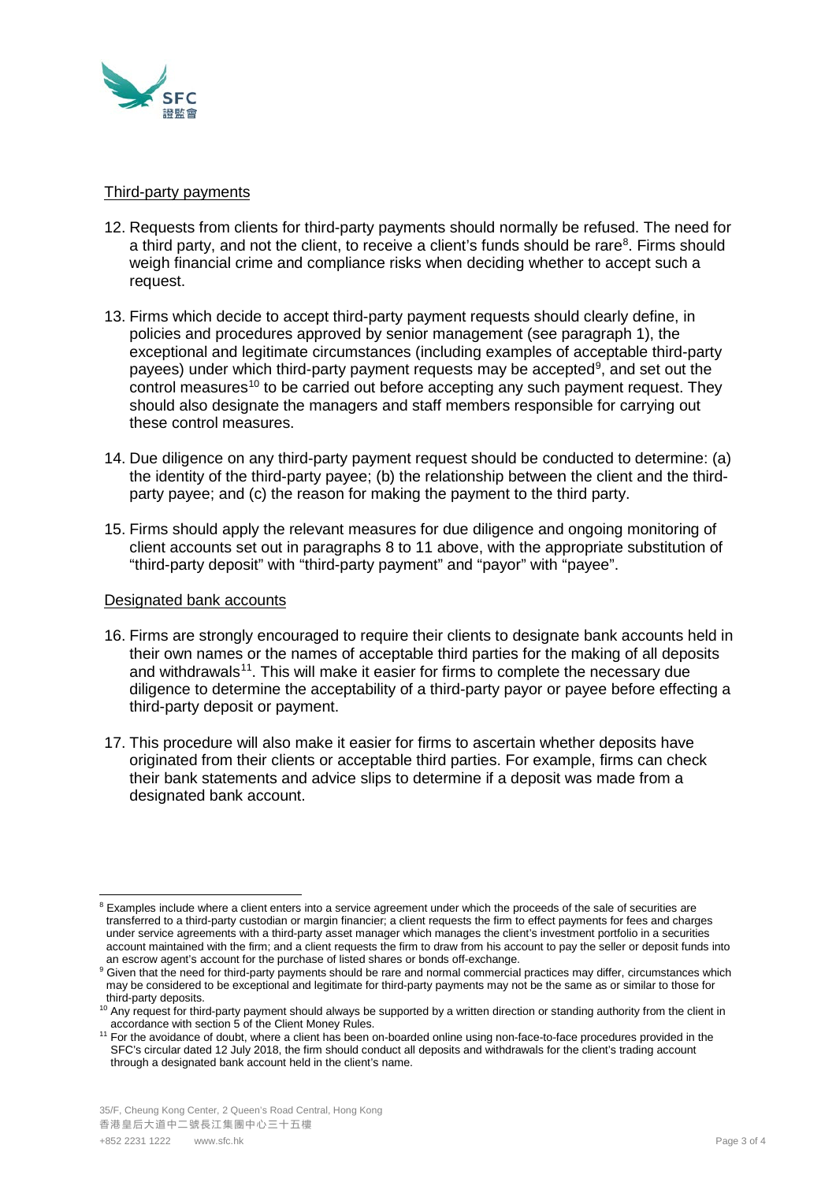Third-party payments

12. Requests from clients for third-party payments should normally be refused. The need for a third party, and not the client, to receive a client's funds should be rare[8]. Firms should weigh financial crime and compliance risks when deciding whether to accept such a request.

13. Firms which decide to accept third-party payment requests should clearly define, in policies and procedures approved by senior management (see paragraph 1), the exceptional and legitimate circumstances (including examples of acceptable third-party payees) under which third-party payment requests may be accepted[9], and set out the control measures[10] to be carried out before accepting any such payment request. They should also designate the managers and staff members responsible for carrying out these control measures.

14. Due diligence on any third-party payment request should be conducted to determine: (a) the identity of the third-party payee; (b) the relationship between the client and the third-party payee; and (c) the reason for making the payment to the third party.

15. Firms should apply the relevant measures for due diligence and ongoing monitoring of client accounts set out in paragraphs 8 to 11 above, with the appropriate substitution of "third-party deposit" with "third-party payment" and "payor" with "payee".

Designated bank accounts

16. Firms are strongly encouraged to require their clients to designate bank accounts held in their own names or the names of acceptable third parties for the making of all deposits and withdrawals[11]. This will make it easier for firms to complete the necessary due diligence to determine the acceptability of a third-party payor or payee before effecting a third-party deposit or payment.

17. This procedure will also make it easier for firms to ascertain whether deposits have originated from their clients or acceptable third parties. For example, firms can check their bank statements and advice slips to determine if a deposit was made from a designated bank account.

---

[8] Examples include where a client enters into a service agreement under which the proceeds of the sale of securities are transferred to a third-party custodian or margin financier; a client requests the firm to effect payments for fees and charges under service agreements with a third-party asset manager which manages the client's investment portfolio in a securities account maintained with the firm; and a client requests the firm to draw from his account to pay the seller or deposit funds into an escrow agent's account for the purchase of listed shares or bonds off-exchange.

[9] Given that the need for third-party payments should be rare and normal commercial practices may differ, circumstances which may be considered to be exceptional and legitimate for third-party payments may not be the same as or similar to those for third-party deposits.

[10] Any request for third-party payment should always be supported by a written direction or standing authority from the client in accordance with section 5 of the Client Money Rules.

[11] For the avoidance of doubt, where a client has been on-boarded online using non-face-to-face procedures provided in the SFC's circular dated 12 July 2018, the firm should conduct all deposits and withdrawals for the client's trading account through a designated bank account held in the client's name.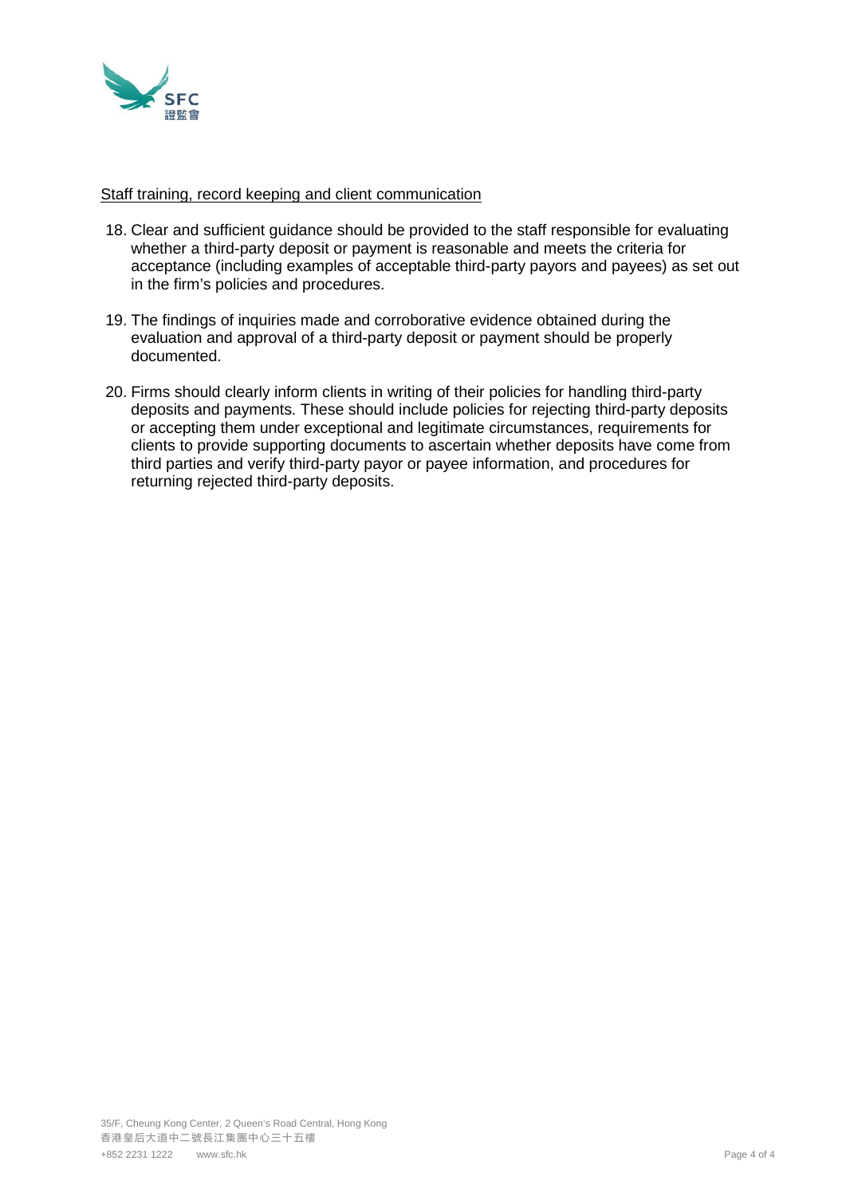Staff training, record keeping and client communication

18. Clear and sufficient guidance should be provided to the staff responsible for evaluating whether a third-party deposit or payment is reasonable and meets the criteria for acceptance (including examples of acceptable third-party payors and payees) as set out in the firm's policies and procedures.

19. The findings of inquiries made and corroborative evidence obtained during the evaluation and approval of a third-party deposit or payment should be properly documented.

20. Firms should clearly inform clients in writing of their policies for handling third-party deposits and payments. These should include policies for rejecting third-party deposits or accepting them under exceptional and legitimate circumstances, requirements for clients to provide supporting documents to ascertain whether deposits have come from third parties and verify third-party payor or payee information, and procedures for returning rejected third-party deposits.